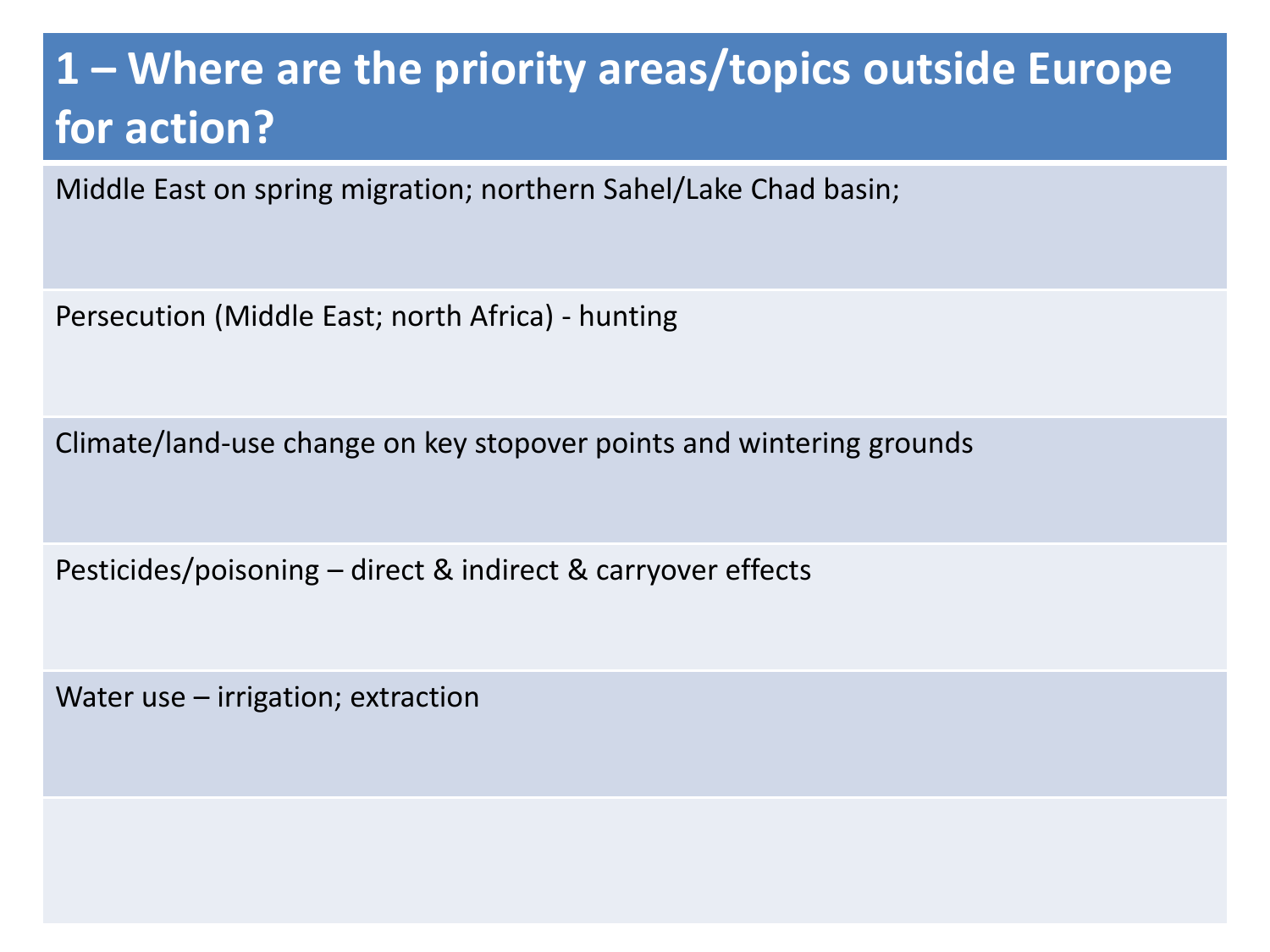# 1 – Where are the priority areas/topics outside Europe for action?

| |
|---|
| Middle East on spring migration; northern Sahel/Lake Chad basin; |
| Persecution (Middle East; north Africa) - hunting |
| Climate/land-use change on key stopover points and wintering grounds |
| Pesticides/poisoning – direct & indirect & carryover effects |
| Water use – irrigation; extraction |
| |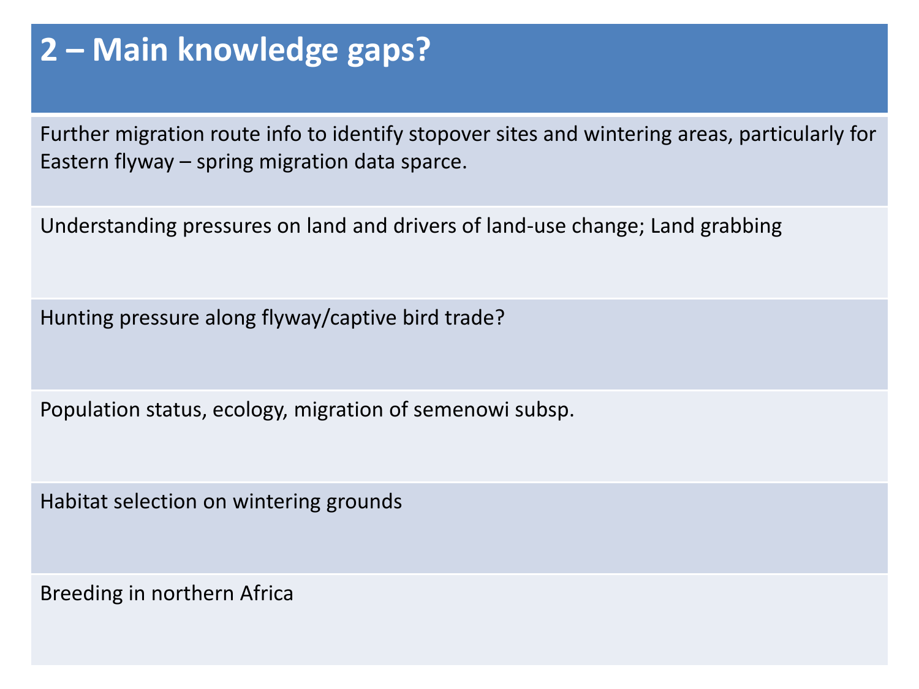## 2 – Main knowledge gaps?

| |
|---|
| Further migration route info to identify stopover sites and wintering areas, particularly for Eastern flyway – spring migration data sparce. |
| Understanding pressures on land and drivers of land-use change; Land grabbing |
| Hunting pressure along flyway/captive bird trade? |
| Population status, ecology, migration of semenowi subsp. |
| Habitat selection on wintering grounds |
| Breeding in northern Africa |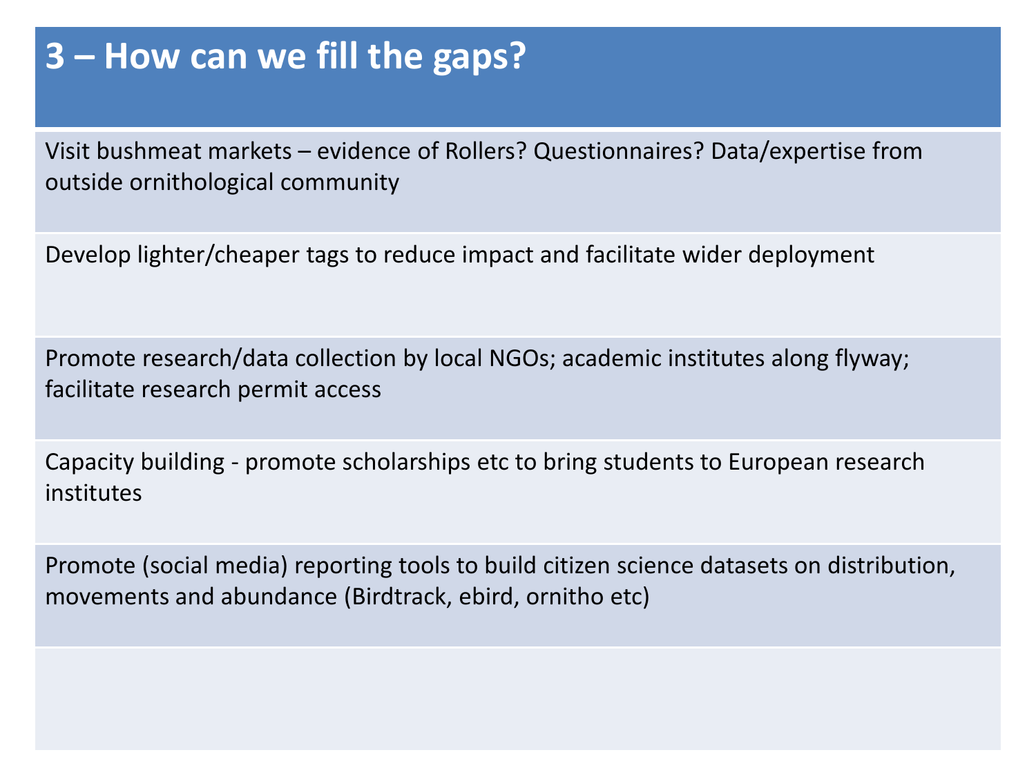# 3 – How can we fill the gaps?

| |
|---|
| Visit bushmeat markets – evidence of Rollers? Questionnaires? Data/expertise from outside ornithological community |
| Develop lighter/cheaper tags to reduce impact and facilitate wider deployment |
| Promote research/data collection by local NGOs; academic institutes along flyway; facilitate research permit access |
| Capacity building - promote scholarships etc to bring students to European research institutes |
| Promote (social media) reporting tools to build citizen science datasets on distribution, movements and abundance (Birdtrack, ebird, ornitho etc) |
| |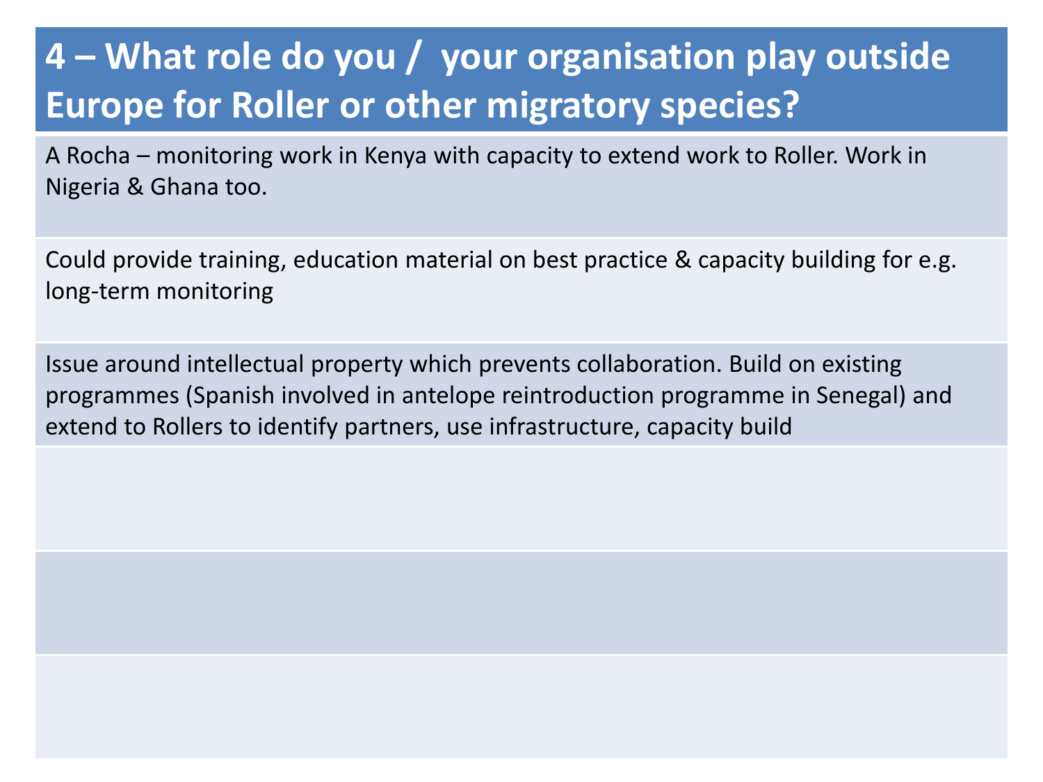## 4 – What role do you / your organisation play outside Europe for Roller or other migratory species?

A Rocha – monitoring work in Kenya with capacity to extend work to Roller. Work in Nigeria & Ghana too.

Could provide training, education material on best practice & capacity building for e.g. long-term monitoring

Issue around intellectual property which prevents collaboration. Build on existing programmes (Spanish involved in antelope reintroduction programme in Senegal) and extend to Rollers to identify partners, use infrastructure, capacity build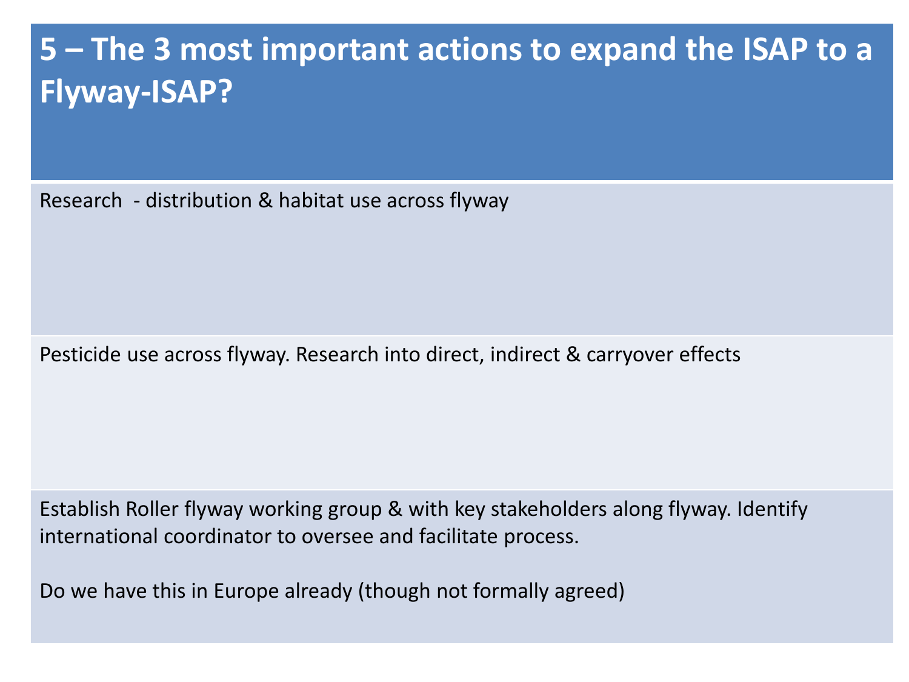# 5 – The 3 most important actions to expand the ISAP to a Flyway-ISAP?

Research - distribution & habitat use across flyway

Pesticide use across flyway. Research into direct, indirect & carryover effects

Establish Roller flyway working group & with key stakeholders along flyway. Identify international coordinator to oversee and facilitate process.

Do we have this in Europe already (though not formally agreed)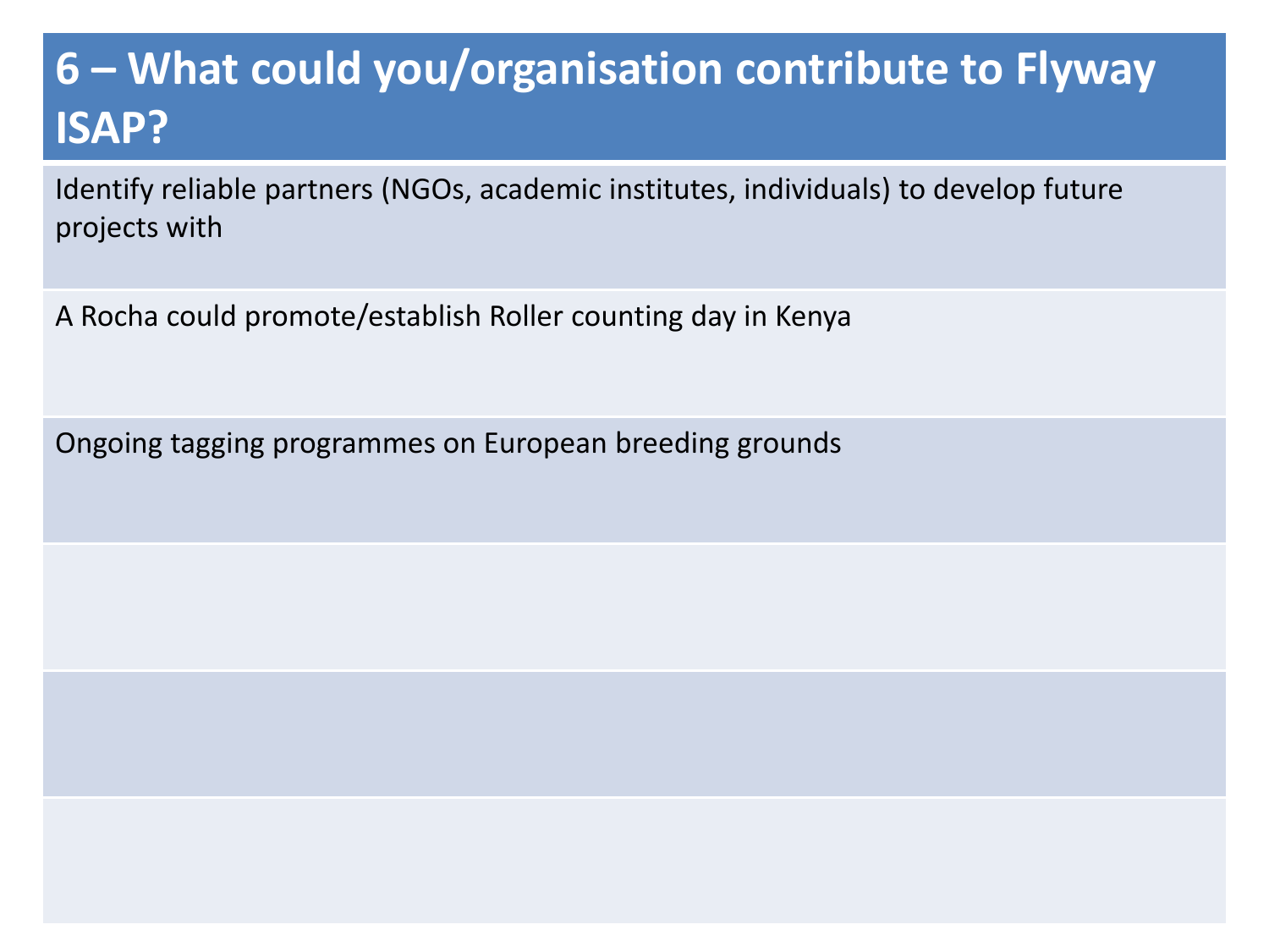# 6 – What could you/organisation contribute to Flyway ISAP?

| 6 – What could you/organisation contribute to Flyway ISAP? |
| --- |
| Identify reliable partners (NGOs, academic institutes, individuals) to develop future projects with |
| A Rocha could promote/establish Roller counting day in Kenya |
| Ongoing tagging programmes on European breeding grounds |
| |
| |
| |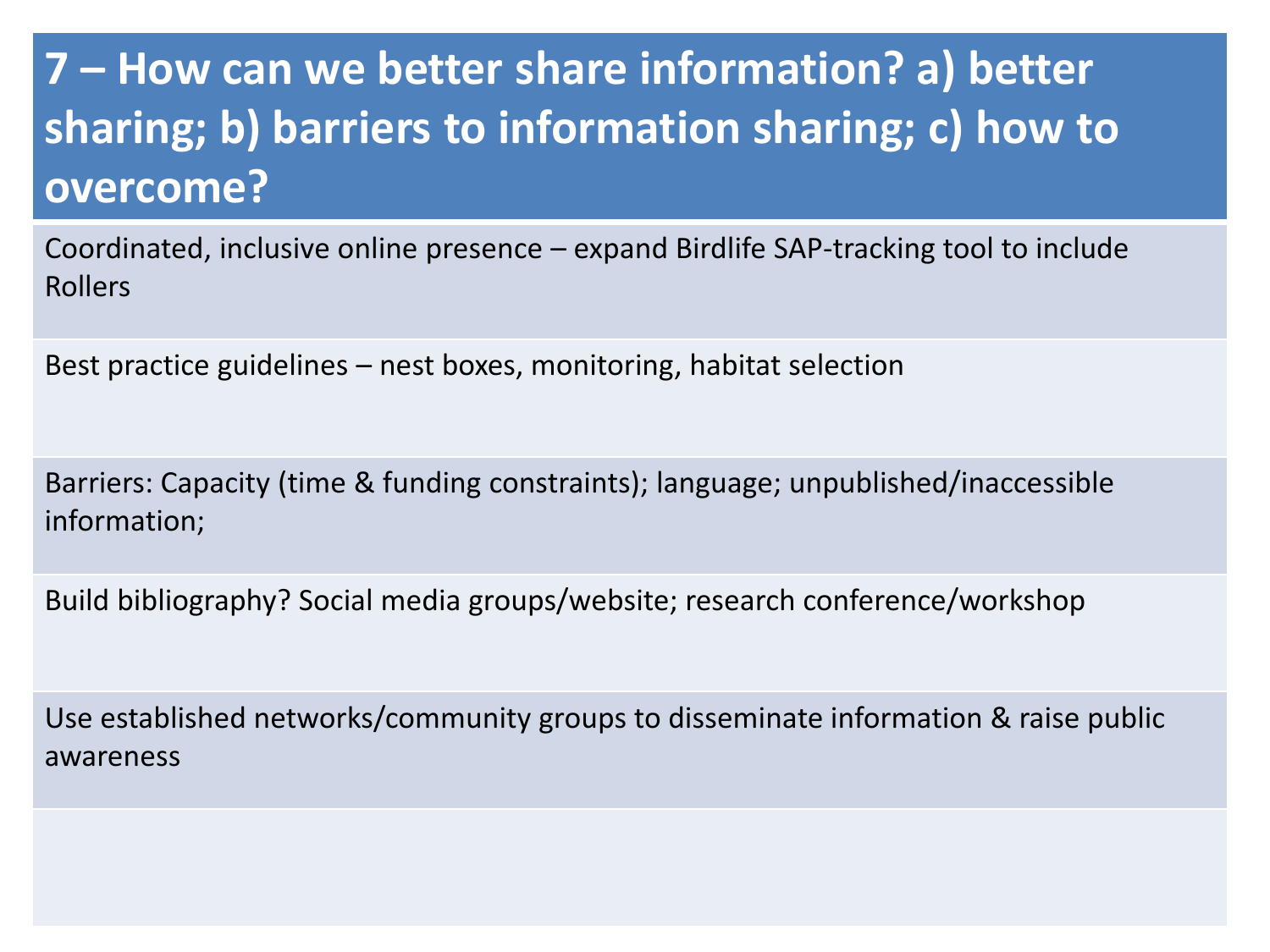# 7 – How can we better share information? a) better sharing; b) barriers to information sharing; c) how to overcome?

Coordinated, inclusive online presence – expand Birdlife SAP-tracking tool to include Rollers

Best practice guidelines – nest boxes, monitoring, habitat selection

Barriers: Capacity (time & funding constraints); language; unpublished/inaccessible information;

Build bibliography? Social media groups/website; research conference/workshop

Use established networks/community groups to disseminate information & raise public awareness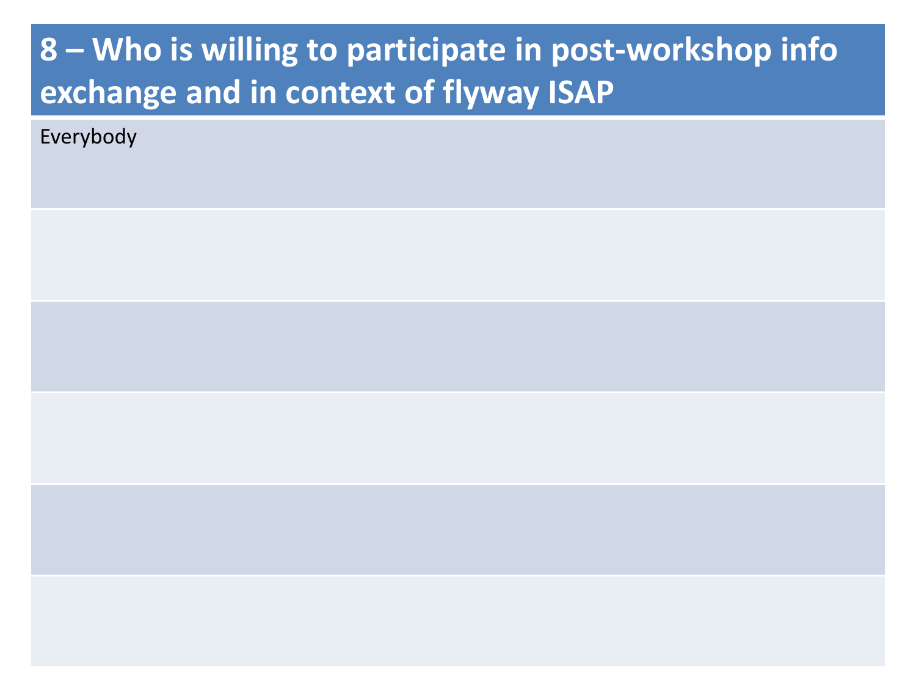# 8 – Who is willing to participate in post-workshop info exchange and in context of flyway ISAP

| |
|---|
| Everybody |
| |
| |
| |
| |
| |